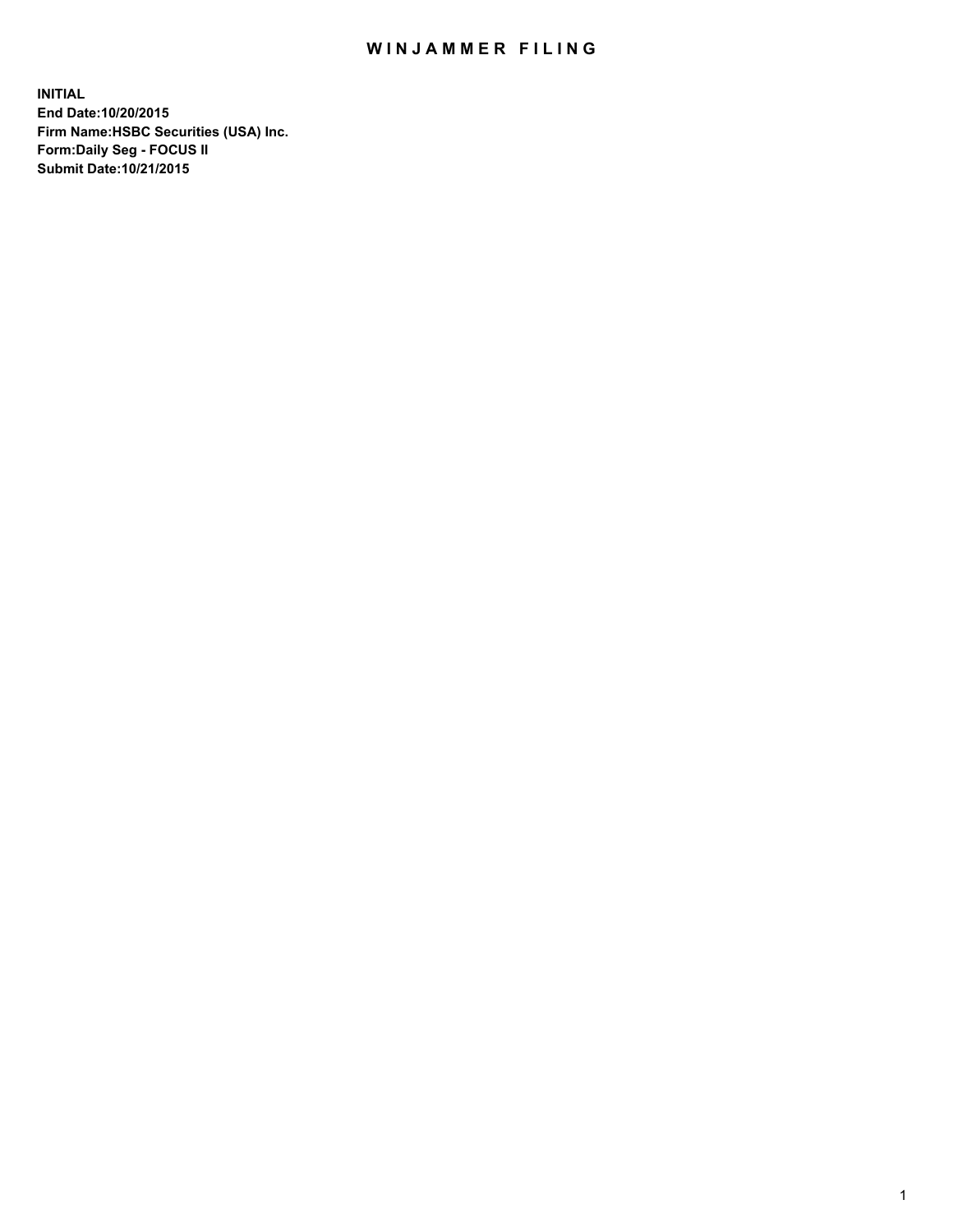# WINJAMMER FILING

**INITIAL**
**End Date:10/20/2015**
**Firm Name:HSBC Securities (USA) Inc.**
**Form:Daily Seg - FOCUS II**
**Submit Date:10/21/2015**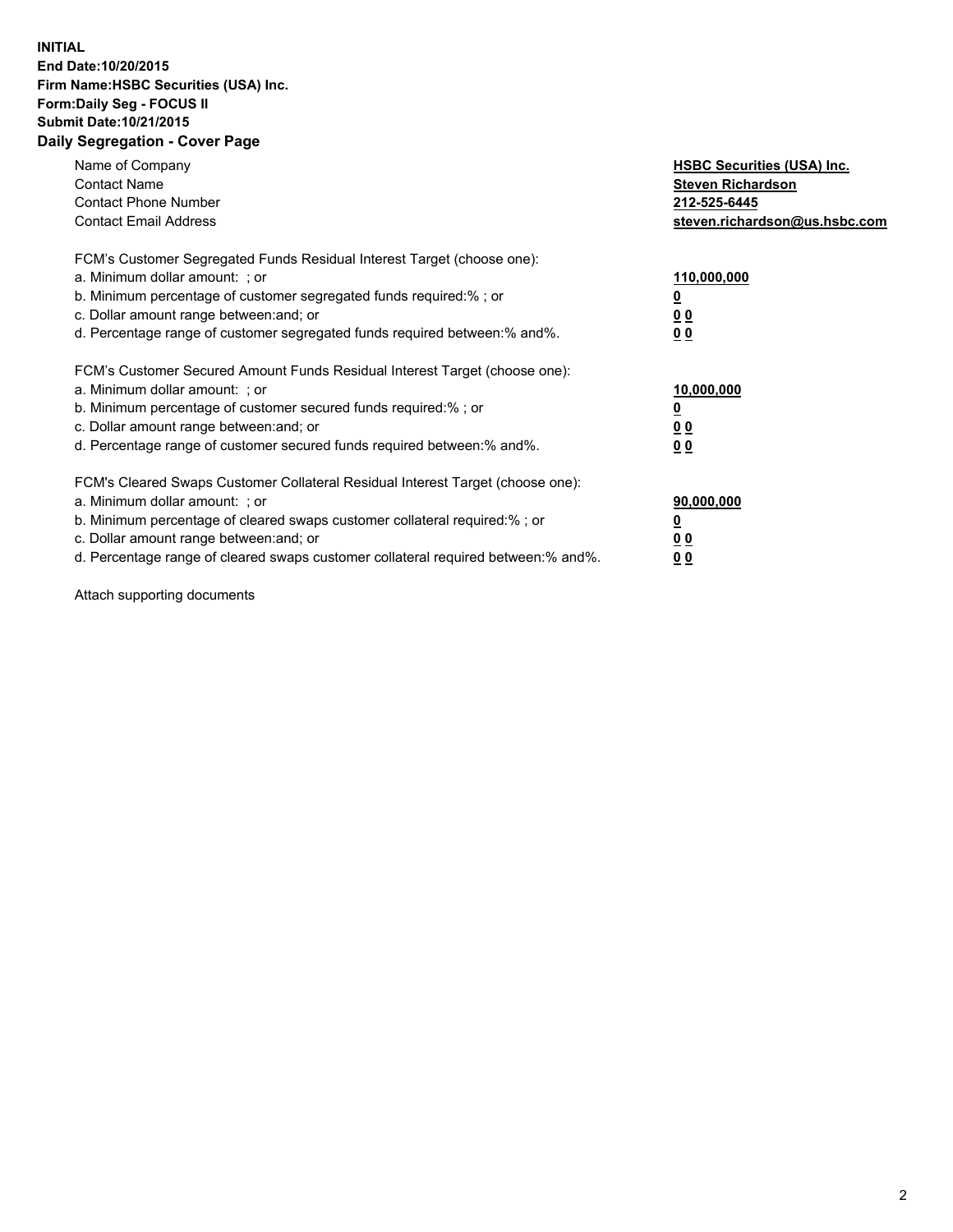**INITIAL**
**End Date:10/20/2015**
**Firm Name:HSBC Securities (USA) Inc.**
**Form:Daily Seg - FOCUS II**
**Submit Date:10/21/2015**

## Daily Segregation - Cover Page

| | |
|---|---|
| Name of Company | **HSBC Securities (USA) Inc.** |
| Contact Name | **Steven Richardson** |
| Contact Phone Number | **212-525-6445** |
| Contact Email Address | **steven.richardson@us.hsbc.com** |

| | |
|---|---|
| FCM's Customer Segregated Funds Residual Interest Target (choose one): | |
| a. Minimum dollar amount: ; or | **110,000,000** |
| b. Minimum percentage of customer segregated funds required:% ; or | **0** |
| c. Dollar amount range between:and; or | **0 0** |
| d. Percentage range of customer segregated funds required between:% and%. | **0 0** |

| | |
|---|---|
| FCM's Customer Secured Amount Funds Residual Interest Target (choose one): | |
| a. Minimum dollar amount: ; or | **10,000,000** |
| b. Minimum percentage of customer secured funds required:% ; or | **0** |
| c. Dollar amount range between:and; or | **0 0** |
| d. Percentage range of customer secured funds required between:% and%. | **0 0** |

| | |
|---|---|
| FCM's Cleared Swaps Customer Collateral Residual Interest Target (choose one): | |
| a. Minimum dollar amount: ; or | **90,000,000** |
| b. Minimum percentage of cleared swaps customer collateral required:% ; or | **0** |
| c. Dollar amount range between:and; or | **0 0** |
| d. Percentage range of cleared swaps customer collateral required between:% and%. | **0 0** |

Attach supporting documents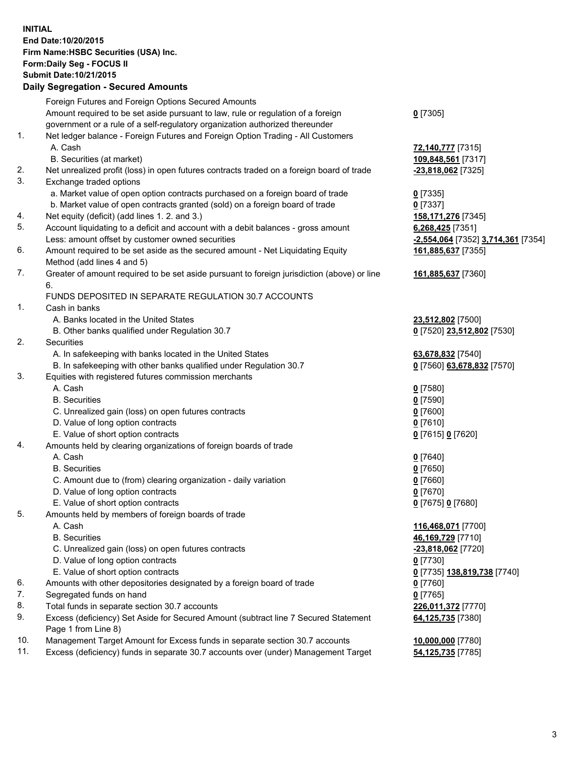**INITIAL**
**End Date:10/20/2015**
**Firm Name:HSBC Securities (USA) Inc.**
**Form:Daily Seg - FOCUS II**
**Submit Date:10/21/2015**

**Daily Segregation - Secured Amounts**

| | | |
|---|---|---|
| | Foreign Futures and Foreign Options Secured Amounts | |
| | Amount required to be set aside pursuant to law, rule or regulation of a foreign government or a rule of a self-regulatory organization authorized thereunder | 0 [7305] |
| 1. | Net ledger balance - Foreign Futures and Foreign Option Trading - All Customers | |
| | A. Cash | 72,140,777 [7315] |
| | B. Securities (at market) | 109,848,561 [7317] |
| 2. | Net unrealized profit (loss) in open futures contracts traded on a foreign board of trade | -23,818,062 [7325] |
| 3. | Exchange traded options | |
| | a. Market value of open option contracts purchased on a foreign board of trade | 0 [7335] |
| | b. Market value of open contracts granted (sold) on a foreign board of trade | 0 [7337] |
| 4. | Net equity (deficit) (add lines 1. 2. and 3.) | 158,171,276 [7345] |
| 5. | Account liquidating to a deficit and account with a debit balances - gross amount | 6,268,425 [7351] |
| | Less: amount offset by customer owned securities | -2,554,064 [7352] 3,714,361 [7354] |
| 6. | Amount required to be set aside as the secured amount - Net Liquidating Equity Method (add lines 4 and 5) | 161,885,637 [7355] |
| 7. | Greater of amount required to be set aside pursuant to foreign jurisdiction (above) or line 6. | 161,885,637 [7360] |
| | FUNDS DEPOSITED IN SEPARATE REGULATION 30.7 ACCOUNTS | |
| 1. | Cash in banks | |
| | A. Banks located in the United States | 23,512,802 [7500] |
| | B. Other banks qualified under Regulation 30.7 | 0 [7520] 23,512,802 [7530] |
| 2. | Securities | |
| | A. In safekeeping with banks located in the United States | 63,678,832 [7540] |
| | B. In safekeeping with other banks qualified under Regulation 30.7 | 0 [7560] 63,678,832 [7570] |
| 3. | Equities with registered futures commission merchants | |
| | A. Cash | 0 [7580] |
| | B. Securities | 0 [7590] |
| | C. Unrealized gain (loss) on open futures contracts | 0 [7600] |
| | D. Value of long option contracts | 0 [7610] |
| | E. Value of short option contracts | 0 [7615] 0 [7620] |
| 4. | Amounts held by clearing organizations of foreign boards of trade | |
| | A. Cash | 0 [7640] |
| | B. Securities | 0 [7650] |
| | C. Amount due to (from) clearing organization - daily variation | 0 [7660] |
| | D. Value of long option contracts | 0 [7670] |
| | E. Value of short option contracts | 0 [7675] 0 [7680] |
| 5. | Amounts held by members of foreign boards of trade | |
| | A. Cash | 116,468,071 [7700] |
| | B. Securities | 46,169,729 [7710] |
| | C. Unrealized gain (loss) on open futures contracts | -23,818,062 [7720] |
| | D. Value of long option contracts | 0 [7730] |
| | E. Value of short option contracts | 0 [7735] 138,819,738 [7740] |
| 6. | Amounts with other depositories designated by a foreign board of trade | 0 [7760] |
| 7. | Segregated funds on hand | 0 [7765] |
| 8. | Total funds in separate section 30.7 accounts | 226,011,372 [7770] |
| 9. | Excess (deficiency) Set Aside for Secured Amount (subtract line 7 Secured Statement Page 1 from Line 8) | 64,125,735 [7380] |
| 10. | Management Target Amount for Excess funds in separate section 30.7 accounts | 10,000,000 [7780] |
| 11. | Excess (deficiency) funds in separate 30.7 accounts over (under) Management Target | 54,125,735 [7785] |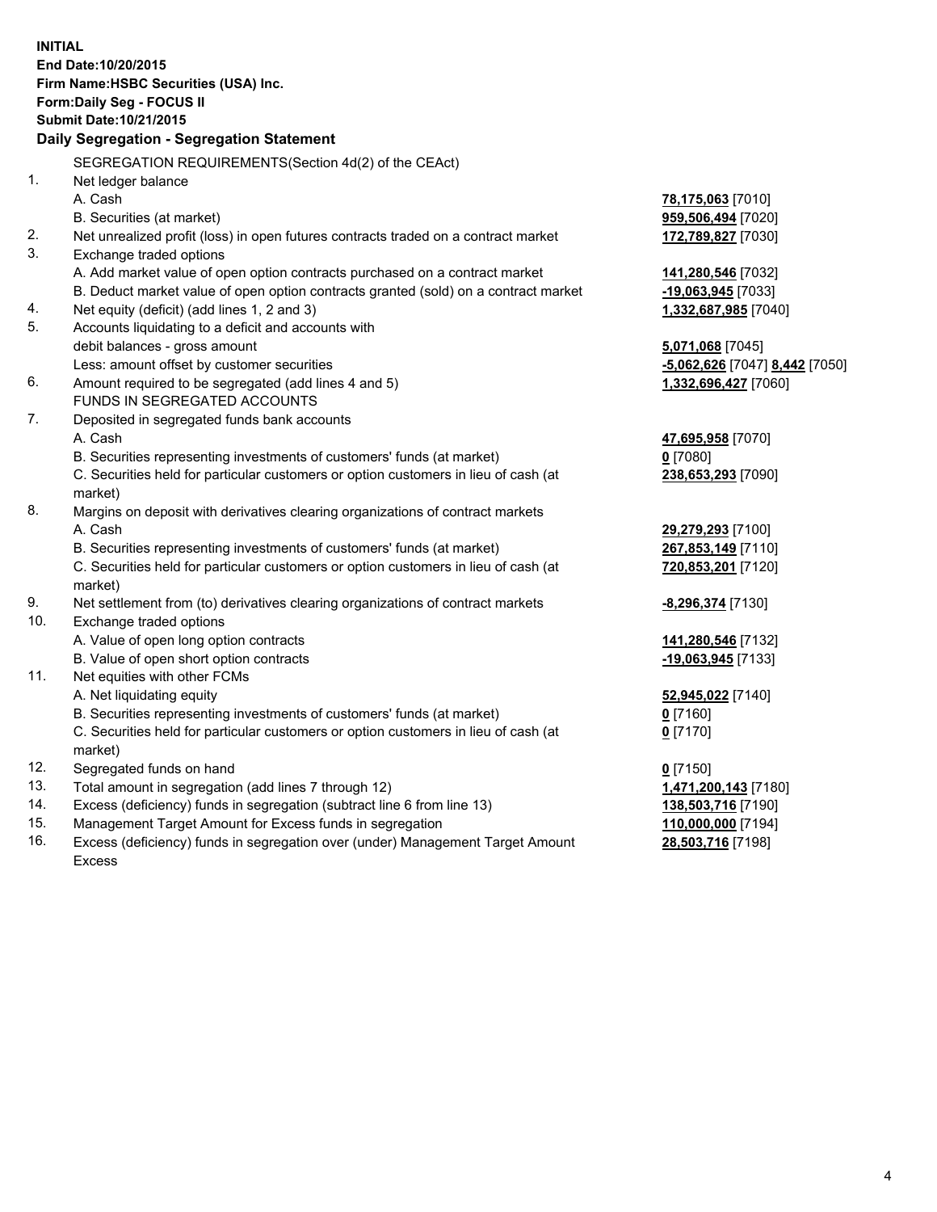**INITIAL**
**End Date:10/20/2015**
**Firm Name:HSBC Securities (USA) Inc.**
**Form:Daily Seg - FOCUS II**
**Submit Date:10/21/2015**

**Daily Segregation - Segregation Statement**

SEGREGATION REQUIREMENTS(Section 4d(2) of the CEAct)

| | | |
|---|---|---|
| 1. | Net ledger balance | |
| | A. Cash | **78,175,063** [7010] |
| | B. Securities (at market) | **959,506,494** [7020] |
| 2. | Net unrealized profit (loss) in open futures contracts traded on a contract market | **172,789,827** [7030] |
| 3. | Exchange traded options | |
| | A. Add market value of open option contracts purchased on a contract market | **141,280,546** [7032] |
| | B. Deduct market value of open option contracts granted (sold) on a contract market | **-19,063,945** [7033] |
| 4. | Net equity (deficit) (add lines 1, 2 and 3) | **1,332,687,985** [7040] |
| 5. | Accounts liquidating to a deficit and accounts with debit balances - gross amount | **5,071,068** [7045] |
| | Less: amount offset by customer securities | **-5,062,626** [7047] **8,442** [7050] |
| 6. | Amount required to be segregated (add lines 4 and 5) | **1,332,696,427** [7060] |
| | FUNDS IN SEGREGATED ACCOUNTS | |
| 7. | Deposited in segregated funds bank accounts | |
| | A. Cash | **47,695,958** [7070] |
| | B. Securities representing investments of customers' funds (at market) | **0** [7080] |
| | C. Securities held for particular customers or option customers in lieu of cash (at market) | **238,653,293** [7090] |
| 8. | Margins on deposit with derivatives clearing organizations of contract markets | |
| | A. Cash | **29,279,293** [7100] |
| | B. Securities representing investments of customers' funds (at market) | **267,853,149** [7110] |
| | C. Securities held for particular customers or option customers in lieu of cash (at market) | **720,853,201** [7120] |
| 9. | Net settlement from (to) derivatives clearing organizations of contract markets | **-8,296,374** [7130] |
| 10. | Exchange traded options | |
| | A. Value of open long option contracts | **141,280,546** [7132] |
| | B. Value of open short option contracts | **-19,063,945** [7133] |
| 11. | Net equities with other FCMs | |
| | A. Net liquidating equity | **52,945,022** [7140] |
| | B. Securities representing investments of customers' funds (at market) | **0** [7160] |
| | C. Securities held for particular customers or option customers in lieu of cash (at market) | **0** [7170] |
| 12. | Segregated funds on hand | **0** [7150] |
| 13. | Total amount in segregation (add lines 7 through 12) | **1,471,200,143** [7180] |
| 14. | Excess (deficiency) funds in segregation (subtract line 6 from line 13) | **138,503,716** [7190] |
| 15. | Management Target Amount for Excess funds in segregation | **110,000,000** [7194] |
| 16. | Excess (deficiency) funds in segregation over (under) Management Target Amount Excess | **28,503,716** [7198] |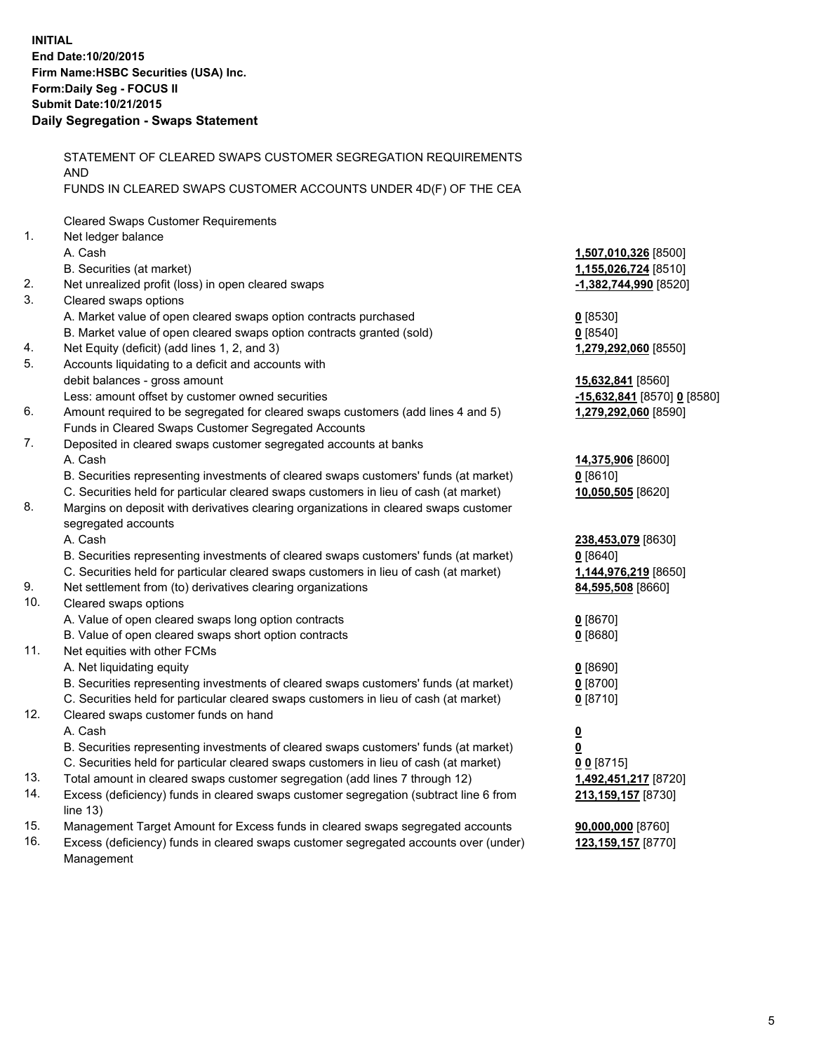**INITIAL**
**End Date:10/20/2015**
**Firm Name:HSBC Securities (USA) Inc.**
**Form:Daily Seg - FOCUS II**
**Submit Date:10/21/2015**
**Daily Segregation - Swaps Statement**

STATEMENT OF CLEARED SWAPS CUSTOMER SEGREGATION REQUIREMENTS AND FUNDS IN CLEARED SWAPS CUSTOMER ACCOUNTS UNDER 4D(F) OF THE CEA

| | | |
|---|---|---|
| | Cleared Swaps Customer Requirements | |
| 1. | Net ledger balance | |
| | A. Cash | **1,507,010,326** [8500] |
| | B. Securities (at market) | **1,155,026,724** [8510] |
| 2. | Net unrealized profit (loss) in open cleared swaps | **-1,382,744,990** [8520] |
| 3. | Cleared swaps options | |
| | A. Market value of open cleared swaps option contracts purchased | **0** [8530] |
| | B. Market value of open cleared swaps option contracts granted (sold) | **0** [8540] |
| 4. | Net Equity (deficit) (add lines 1, 2, and 3) | **1,279,292,060** [8550] |
| 5. | Accounts liquidating to a deficit and accounts with debit balances - gross amount | **15,632,841** [8560] |
| | Less: amount offset by customer owned securities | **-15,632,841** [8570] **0** [8580] |
| 6. | Amount required to be segregated for cleared swaps customers (add lines 4 and 5) | **1,279,292,060** [8590] |
| | Funds in Cleared Swaps Customer Segregated Accounts | |
| 7. | Deposited in cleared swaps customer segregated accounts at banks | |
| | A. Cash | **14,375,906** [8600] |
| | B. Securities representing investments of cleared swaps customers' funds (at market) | **0** [8610] |
| | C. Securities held for particular cleared swaps customers in lieu of cash (at market) | **10,050,505** [8620] |
| 8. | Margins on deposit with derivatives clearing organizations in cleared swaps customer segregated accounts | |
| | A. Cash | **238,453,079** [8630] |
| | B. Securities representing investments of cleared swaps customers' funds (at market) | **0** [8640] |
| | C. Securities held for particular cleared swaps customers in lieu of cash (at market) | **1,144,976,219** [8650] |
| 9. | Net settlement from (to) derivatives clearing organizations | **84,595,508** [8660] |
| 10. | Cleared swaps options | |
| | A. Value of open cleared swaps long option contracts | **0** [8670] |
| | B. Value of open cleared swaps short option contracts | **0** [8680] |
| 11. | Net equities with other FCMs | |
| | A. Net liquidating equity | **0** [8690] |
| | B. Securities representing investments of cleared swaps customers' funds (at market) | **0** [8700] |
| | C. Securities held for particular cleared swaps customers in lieu of cash (at market) | **0** [8710] |
| 12. | Cleared swaps customer funds on hand | |
| | A. Cash | **0** |
| | B. Securities representing investments of cleared swaps customers' funds (at market) | **0** |
| | C. Securities held for particular cleared swaps customers in lieu of cash (at market) | **0** **0** [8715] |
| 13. | Total amount in cleared swaps customer segregation (add lines 7 through 12) | **1,492,451,217** [8720] |
| 14. | Excess (deficiency) funds in cleared swaps customer segregation (subtract line 6 from line 13) | **213,159,157** [8730] |
| 15. | Management Target Amount for Excess funds in cleared swaps segregated accounts | **90,000,000** [8760] |
| 16. | Excess (deficiency) funds in cleared swaps customer segregated accounts over (under) Management | **123,159,157** [8770] |